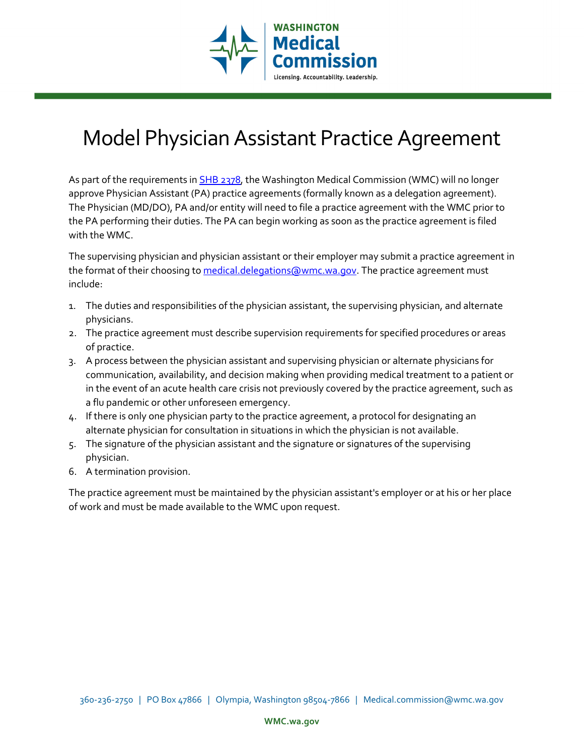# Model Physician Assistant Practice Agreement

As part of the requirements in [SHB 2378](), the Washington Medical Commission (WMC) will no longer approve Physician Assistant (PA) practice agreements (formally known as a delegation agreement). The Physician (MD/DO), PA and/or entity will need to file a practice agreement with the WMC prior to the PA performing their duties. The PA can begin working as soon as the practice agreement is filed with the WMC.

The supervising physician and physician assistant or their employer may submit a practice agreement in the format of their choosing to [medical.delegations@wmc.wa.gov](mailto:medical.delegations@wmc.wa.gov). The practice agreement must include:

1. The duties and responsibilities of the physician assistant, the supervising physician, and alternate physicians.
2. The practice agreement must describe supervision requirements for specified procedures or areas of practice.
3. A process between the physician assistant and supervising physician or alternate physicians for communication, availability, and decision making when providing medical treatment to a patient or in the event of an acute health care crisis not previously covered by the practice agreement, such as a flu pandemic or other unforeseen emergency.
4. If there is only one physician party to the practice agreement, a protocol for designating an alternate physician for consultation in situations in which the physician is not available.
5. The signature of the physician assistant and the signature or signatures of the supervising physician.
6. A termination provision.

The practice agreement must be maintained by the physician assistant's employer or at his or her place of work and must be made available to the WMC upon request.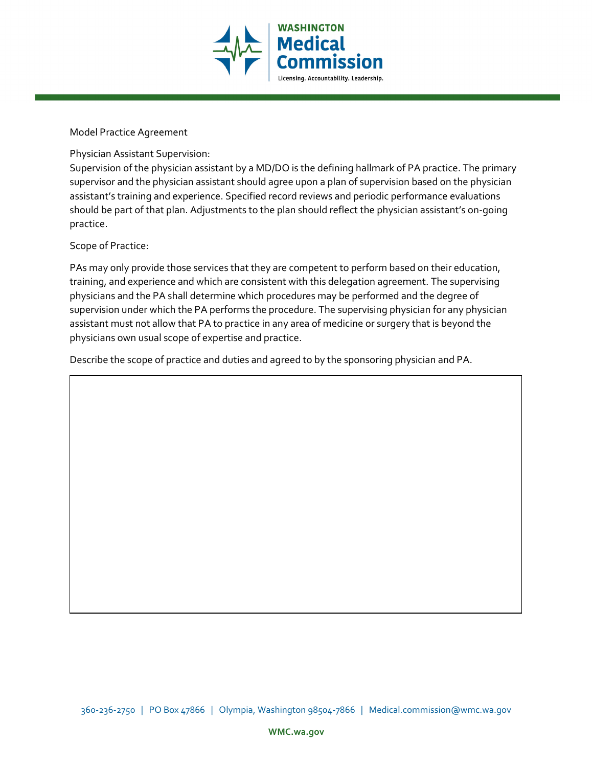Model Practice Agreement

Physician Assistant Supervision:

Supervision of the physician assistant by a MD/DO is the defining hallmark of PA practice. The primary supervisor and the physician assistant should agree upon a plan of supervision based on the physician assistant's training and experience. Specified record reviews and periodic performance evaluations should be part of that plan. Adjustments to the plan should reflect the physician assistant's on-going practice.

Scope of Practice:

PAs may only provide those services that they are competent to perform based on their education, training, and experience and which are consistent with this delegation agreement. The supervising physicians and the PA shall determine which procedures may be performed and the degree of supervision under which the PA performs the procedure. The supervising physician for any physician assistant must not allow that PA to practice in any area of medicine or surgery that is beyond the physicians own usual scope of expertise and practice.

Describe the scope of practice and duties and agreed to by the sponsoring physician and PA.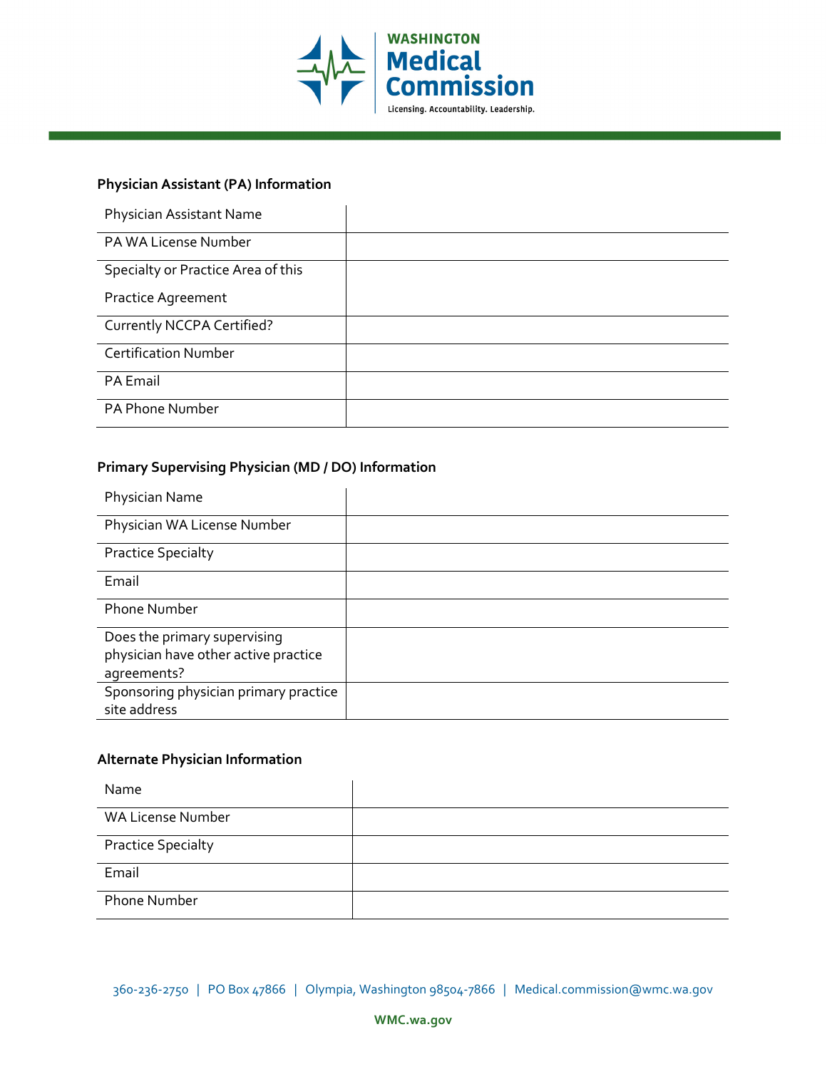### Physician Assistant (PA) Information

| | |
|---|---|
| Physician Assistant Name | |
| PA WA License Number | |
| Specialty or Practice Area of this Practice Agreement | |
| Currently NCCPA Certified? | |
| Certification Number | |
| PA Email | |
| PA Phone Number | |

### Primary Supervising Physician (MD / DO) Information

| | |
|---|---|
| Physician Name | |
| Physician WA License Number | |
| Practice Specialty | |
| Email | |
| Phone Number | |
| Does the primary supervising physician have other active practice agreements? | |
| Sponsoring physician primary practice site address | |

### Alternate Physician Information

| | |
|---|---|
| Name | |
| WA License Number | |
| Practice Specialty | |
| Email | |
| Phone Number | |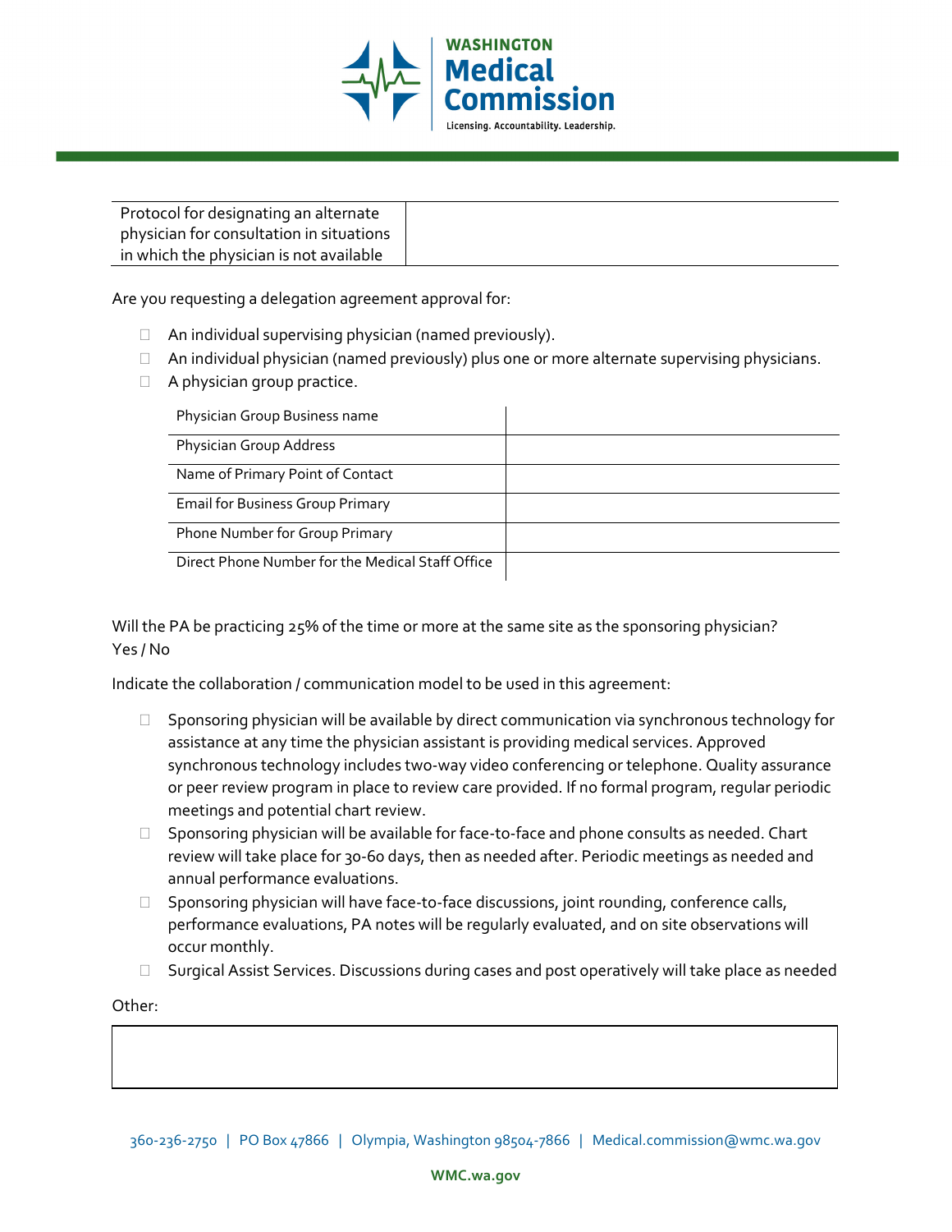| Protocol for designating an alternate physician for consultation in situations in which the physician is not available | |
|---|---|

Are you requesting a delegation agreement approval for:

- ☐ An individual supervising physician (named previously).
- ☐ An individual physician (named previously) plus one or more alternate supervising physicians.
- ☐ A physician group practice.

| Physician Group Business name | |
|---|---|
| Physician Group Address | |
| Name of Primary Point of Contact | |
| Email for Business Group Primary | |
| Phone Number for Group Primary | |
| Direct Phone Number for the Medical Staff Office | |

Will the PA be practicing 25% of the time or more at the same site as the sponsoring physician?
Yes / No

Indicate the collaboration / communication model to be used in this agreement:

- ☐ Sponsoring physician will be available by direct communication via synchronous technology for assistance at any time the physician assistant is providing medical services. Approved synchronous technology includes two-way video conferencing or telephone. Quality assurance or peer review program in place to review care provided. If no formal program, regular periodic meetings and potential chart review.
- ☐ Sponsoring physician will be available for face-to-face and phone consults as needed. Chart review will take place for 30-60 days, then as needed after. Periodic meetings as needed and annual performance evaluations.
- ☐ Sponsoring physician will have face-to-face discussions, joint rounding, conference calls, performance evaluations, PA notes will be regularly evaluated, and on site observations will occur monthly.
- ☐ Surgical Assist Services. Discussions during cases and post operatively will take place as needed

Other:

| |
|---|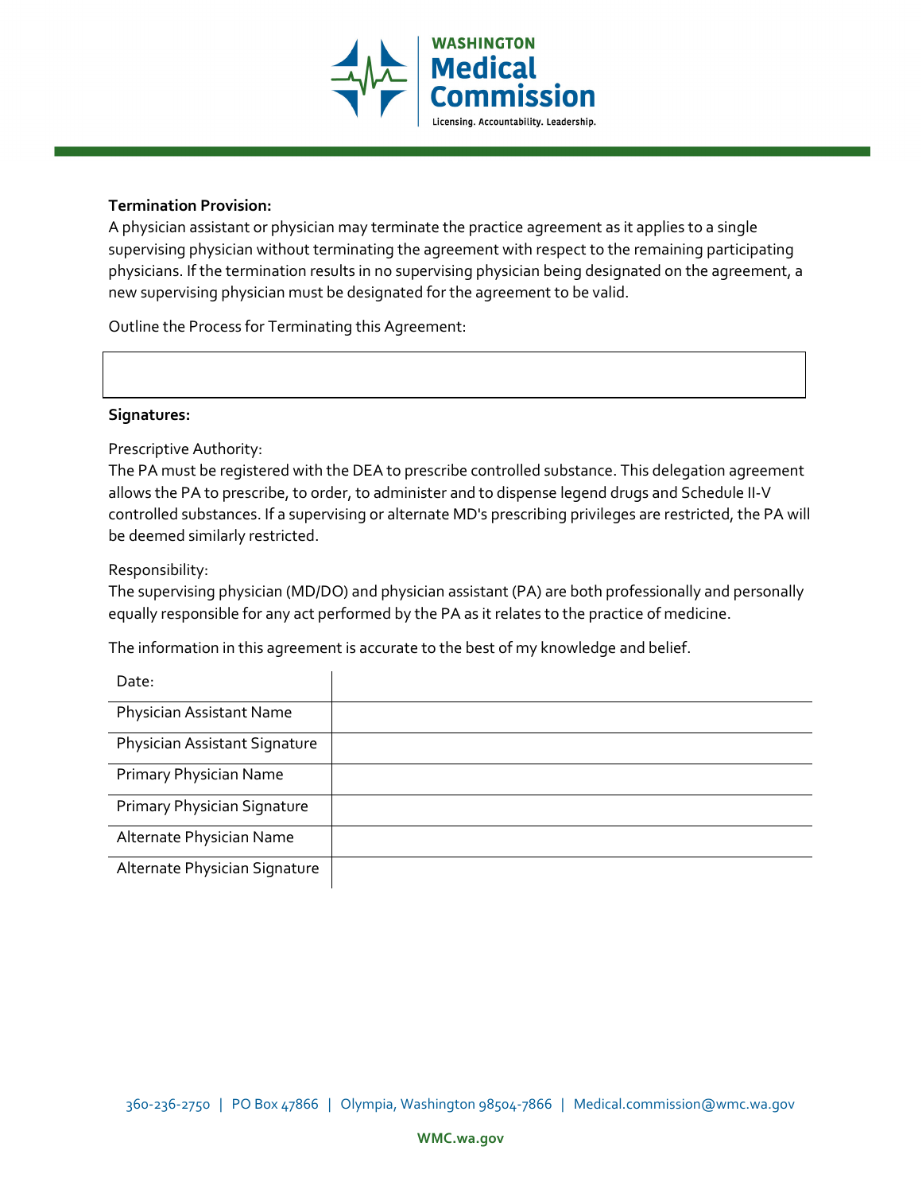**Termination Provision:**
A physician assistant or physician may terminate the practice agreement as it applies to a single supervising physician without terminating the agreement with respect to the remaining participating physicians. If the termination results in no supervising physician being designated on the agreement, a new supervising physician must be designated for the agreement to be valid.

Outline the Process for Terminating this Agreement:

| |
|---|
| |

**Signatures:**

Prescriptive Authority:
The PA must be registered with the DEA to prescribe controlled substance. This delegation agreement allows the PA to prescribe, to order, to administer and to dispense legend drugs and Schedule II-V controlled substances. If a supervising or alternate MD's prescribing privileges are restricted, the PA will be deemed similarly restricted.

Responsibility:
The supervising physician (MD/DO) and physician assistant (PA) are both professionally and personally equally responsible for any act performed by the PA as it relates to the practice of medicine.

The information in this agreement is accurate to the best of my knowledge and belief.

| | |
|---|---|
| Date: | |
| Physician Assistant Name | |
| Physician Assistant Signature | |
| Primary Physician Name | |
| Primary Physician Signature | |
| Alternate Physician Name | |
| Alternate Physician Signature | |